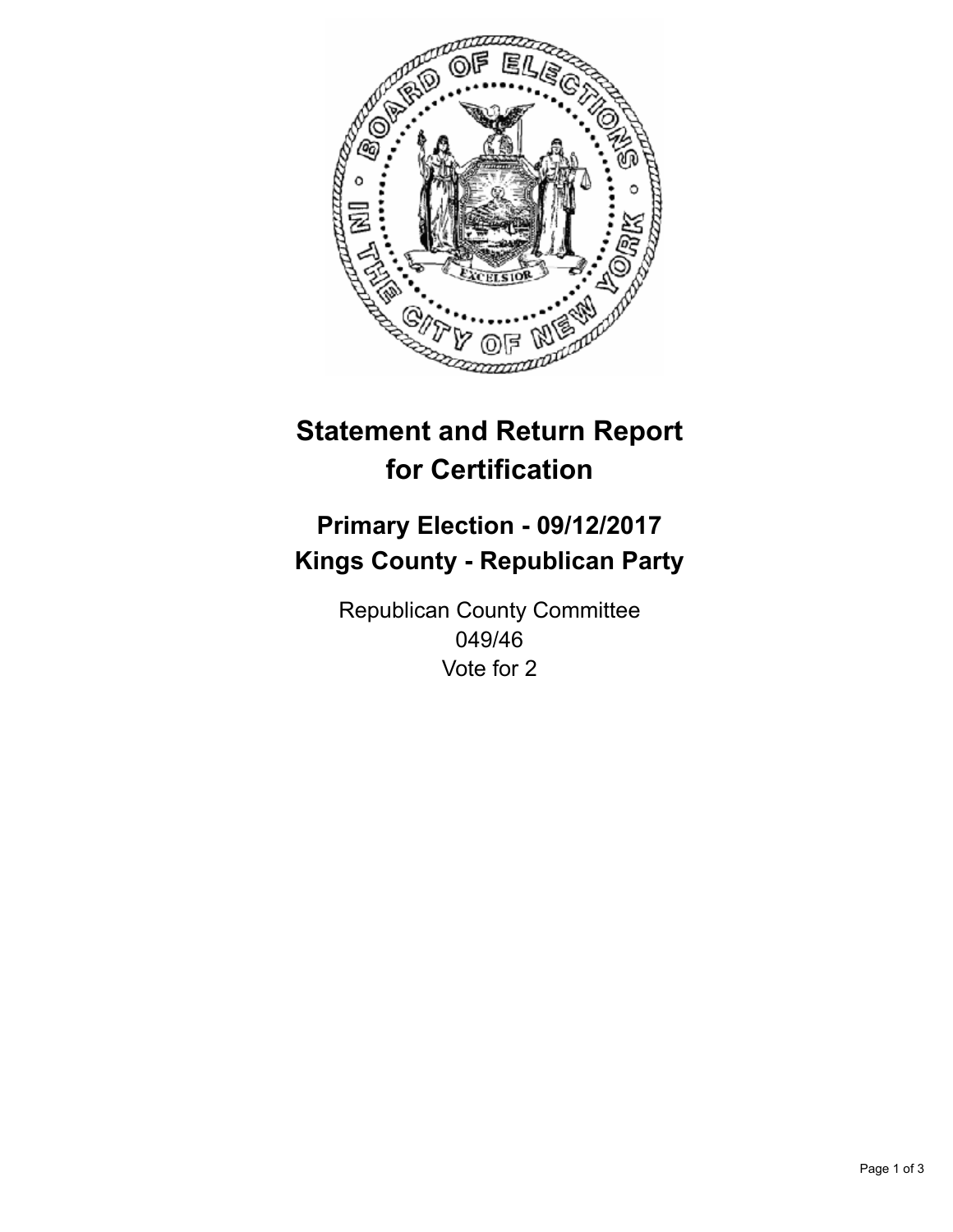# Statement and Return Report for Certification

## Primary Election - 09/12/2017
## Kings County - Republican Party

Republican County Committee
049/46
Vote for 2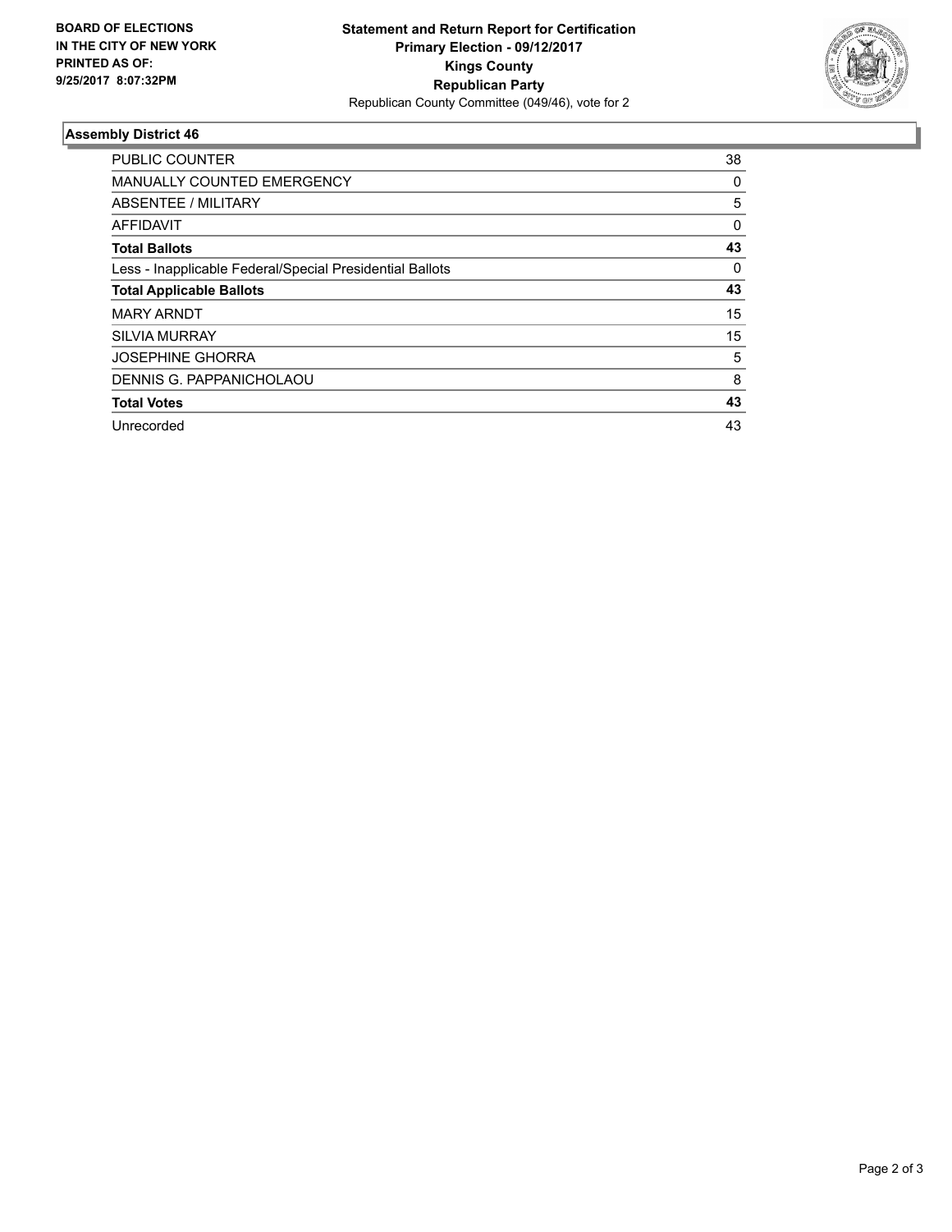**BOARD OF ELECTIONS IN THE CITY OF NEW YORK PRINTED AS OF: 9/25/2017 8:07:32PM**

**Statement and Return Report for Certification**
**Primary Election - 09/12/2017**
**Kings County**
**Republican Party**
Republican County Committee (049/46), vote for 2

## Assembly District 46

| | |
|---|---|
| PUBLIC COUNTER | 38 |
| MANUALLY COUNTED EMERGENCY | 0 |
| ABSENTEE / MILITARY | 5 |
| AFFIDAVIT | 0 |
| **Total Ballots** | **43** |
| Less - Inapplicable Federal/Special Presidential Ballots | 0 |
| **Total Applicable Ballots** | **43** |
| MARY ARNDT | 15 |
| SILVIA MURRAY | 15 |
| JOSEPHINE GHORRA | 5 |
| DENNIS G. PAPPANICHOLAOU | 8 |
| **Total Votes** | **43** |
| Unrecorded | 43 |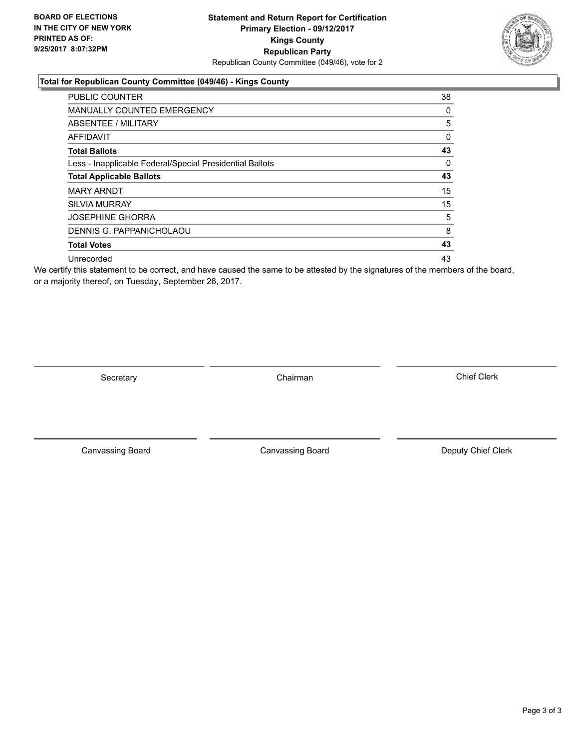**BOARD OF ELECTIONS**
**IN THE CITY OF NEW YORK**
**PRINTED AS OF:**
**9/25/2017 8:07:32PM**

**Statement and Return Report for Certification**
**Primary Election - 09/12/2017**
**Kings County**
**Republican Party**
Republican County Committee (049/46), vote for 2

### Total for Republican County Committee (049/46) - Kings County

| | |
|---|---|
| PUBLIC COUNTER | 38 |
| MANUALLY COUNTED EMERGENCY | 0 |
| ABSENTEE / MILITARY | 5 |
| AFFIDAVIT | 0 |
| **Total Ballots** | **43** |
| Less - Inapplicable Federal/Special Presidential Ballots | 0 |
| **Total Applicable Ballots** | **43** |
| MARY ARNDT | 15 |
| SILVIA MURRAY | 15 |
| JOSEPHINE GHORRA | 5 |
| DENNIS G. PAPPANICHOLAOU | 8 |
| **Total Votes** | **43** |
| Unrecorded | 43 |

We certify this statement to be correct, and have caused the same to be attested by the signatures of the members of the board, or a majority thereof, on Tuesday, September 26, 2017.

Secretary

Chairman

Chief Clerk

Canvassing Board

Canvassing Board

Deputy Chief Clerk